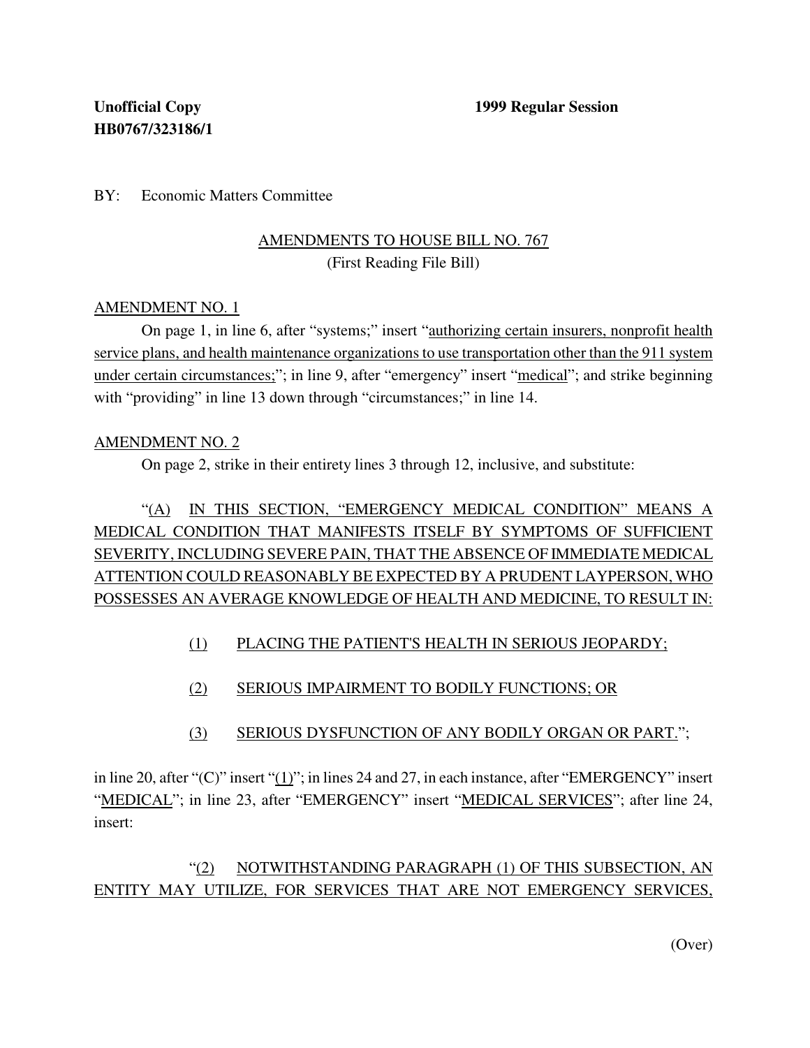**Unofficial Copy** **1999 Regular Session**
**HB0767/323186/1**

BY: Economic Matters Committee

AMENDMENTS TO HOUSE BILL NO. 767
(First Reading File Bill)

AMENDMENT NO. 1

On page 1, in line 6, after "systems;" insert "authorizing certain insurers, nonprofit health service plans, and health maintenance organizations to use transportation other than the 911 system under certain circumstances;"; in line 9, after "emergency" insert "medical"; and strike beginning with "providing" in line 13 down through "circumstances;" in line 14.

AMENDMENT NO. 2

On page 2, strike in their entirety lines 3 through 12, inclusive, and substitute:

"(A) IN THIS SECTION, "EMERGENCY MEDICAL CONDITION" MEANS A MEDICAL CONDITION THAT MANIFESTS ITSELF BY SYMPTOMS OF SUFFICIENT SEVERITY, INCLUDING SEVERE PAIN, THAT THE ABSENCE OF IMMEDIATE MEDICAL ATTENTION COULD REASONABLY BE EXPECTED BY A PRUDENT LAYPERSON, WHO POSSESSES AN AVERAGE KNOWLEDGE OF HEALTH AND MEDICINE, TO RESULT IN:

(1) PLACING THE PATIENT'S HEALTH IN SERIOUS JEOPARDY;

(2) SERIOUS IMPAIRMENT TO BODILY FUNCTIONS; OR

(3) SERIOUS DYSFUNCTION OF ANY BODILY ORGAN OR PART.";

in line 20, after "(C)" insert "(1)"; in lines 24 and 27, in each instance, after "EMERGENCY" insert "MEDICAL"; in line 23, after "EMERGENCY" insert "MEDICAL SERVICES"; after line 24, insert:

"(2) NOTWITHSTANDING PARAGRAPH (1) OF THIS SUBSECTION, AN ENTITY MAY UTILIZE, FOR SERVICES THAT ARE NOT EMERGENCY SERVICES,

(Over)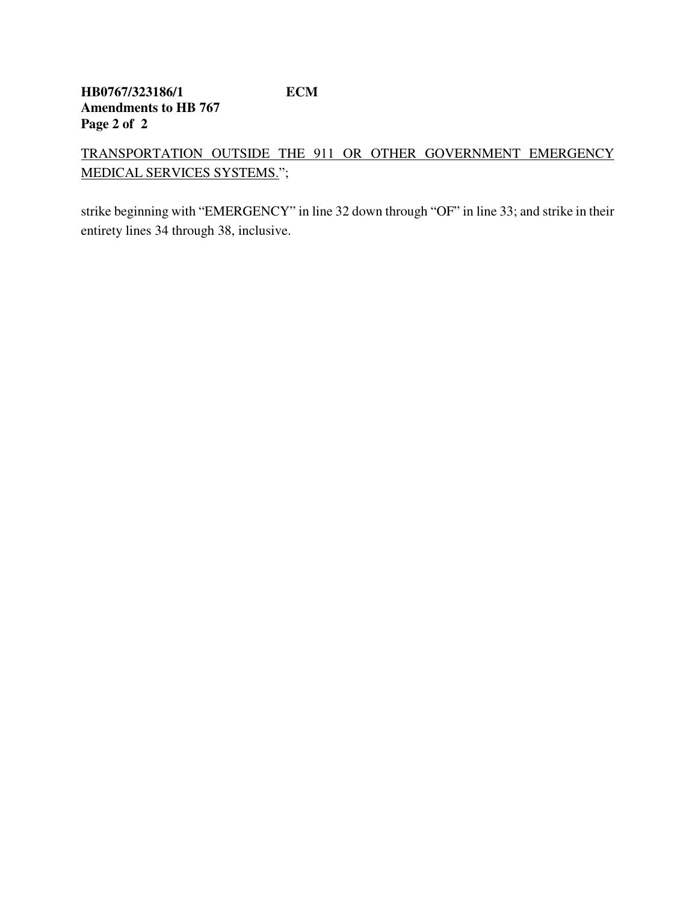<u>TRANSPORTATION OUTSIDE THE 911 OR OTHER GOVERNMENT EMERGENCY MEDICAL SERVICES SYSTEMS.</u>";

strike beginning with "EMERGENCY" in line 32 down through "OF" in line 33; and strike in their entirety lines 34 through 38, inclusive.